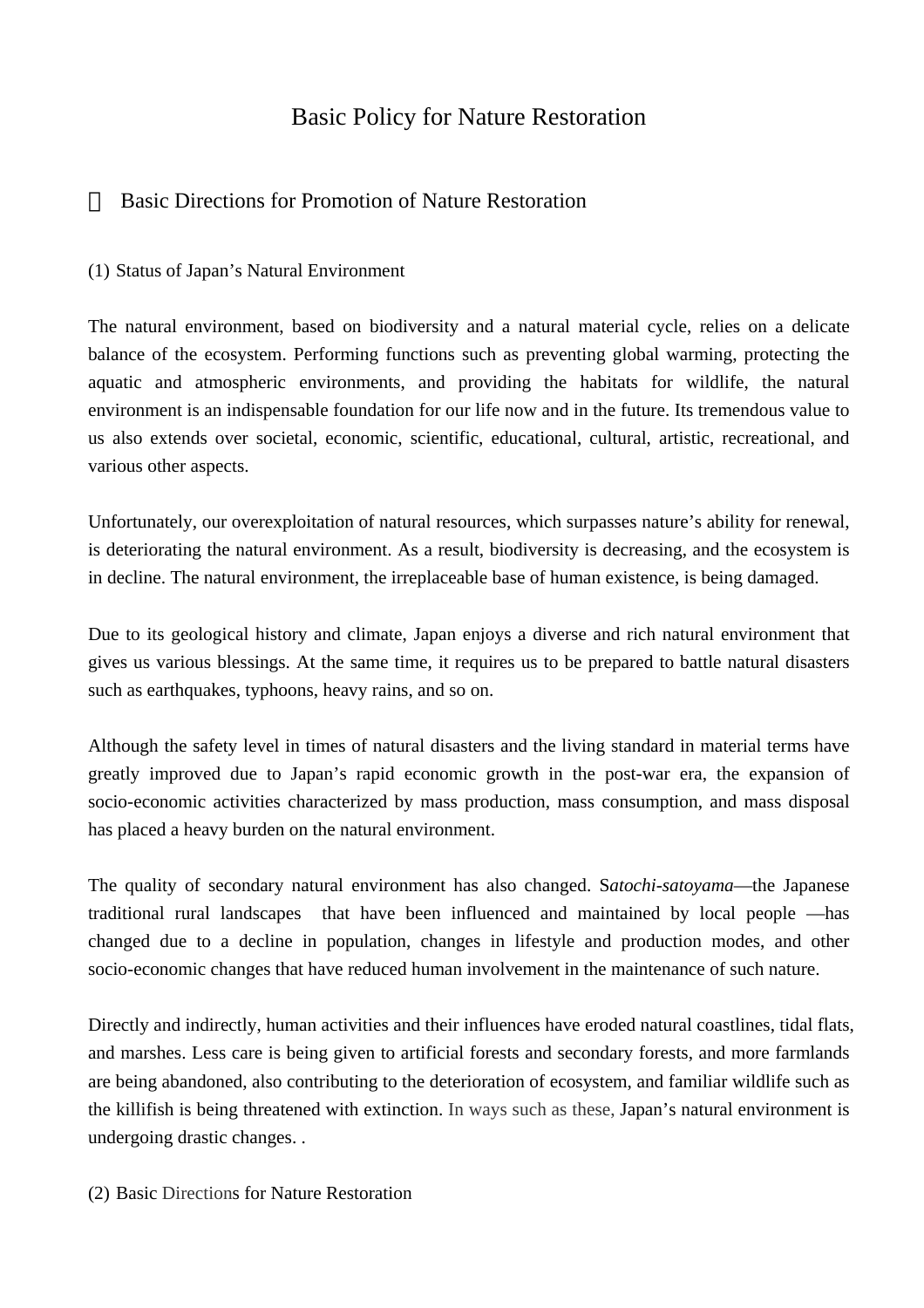# Basic Policy for Nature Restoration

## Basic Directions for Promotion of Nature Restoration

### (1) Status of Japan's Natural Environment

The natural environment, based on biodiversity and a natural material cycle, relies on a delicate balance of the ecosystem. Performing functions such as preventing global warming, protecting the aquatic and atmospheric environments, and providing the habitats for wildlife, the natural environment is an indispensable foundation for our life now and in the future. Its tremendous value to us also extends over societal, economic, scientific, educational, cultural, artistic, recreational, and various other aspects.

Unfortunately, our overexploitation of natural resources, which surpasses nature's ability for renewal, is deteriorating the natural environment. As a result, biodiversity is decreasing, and the ecosystem is in decline. The natural environment, the irreplaceable base of human existence, is being damaged.

Due to its geological history and climate, Japan enjoys a diverse and rich natural environment that gives us various blessings. At the same time, it requires us to be prepared to battle natural disasters such as earthquakes, typhoons, heavy rains, and so on.

Although the safety level in times of natural disasters and the living standard in material terms have greatly improved due to Japan's rapid economic growth in the post-war era, the expansion of socio-economic activities characterized by mass production, mass consumption, and mass disposal has placed a heavy burden on the natural environment.

The quality of secondary natural environment has also changed. S*atochi-satoyama*—the Japanese traditional rural landscapes that have been influenced and maintained by local people —has changed due to a decline in population, changes in lifestyle and production modes, and other socio-economic changes that have reduced human involvement in the maintenance of such nature.

Directly and indirectly, human activities and their influences have eroded natural coastlines, tidal flats, and marshes. Less care is being given to artificial forests and secondary forests, and more farmlands are being abandoned, also contributing to the deterioration of ecosystem, and familiar wildlife such as the killifish is being threatened with extinction. In ways such as these, Japan's natural environment is undergoing drastic changes. .

### (2) Basic Directions for Nature Restoration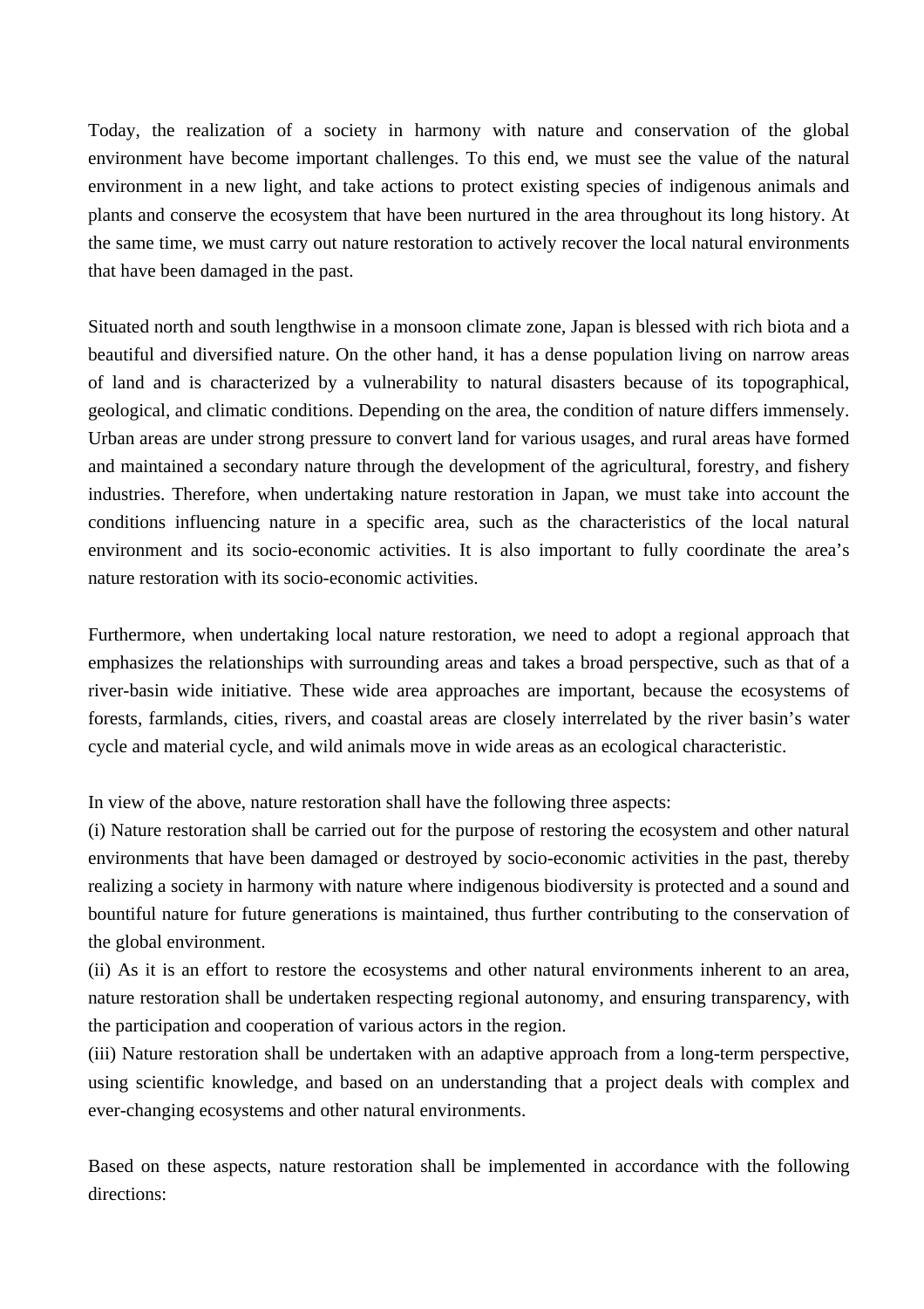Today, the realization of a society in harmony with nature and conservation of the global environment have become important challenges. To this end, we must see the value of the natural environment in a new light, and take actions to protect existing species of indigenous animals and plants and conserve the ecosystem that have been nurtured in the area throughout its long history. At the same time, we must carry out nature restoration to actively recover the local natural environments that have been damaged in the past.

Situated north and south lengthwise in a monsoon climate zone, Japan is blessed with rich biota and a beautiful and diversified nature. On the other hand, it has a dense population living on narrow areas of land and is characterized by a vulnerability to natural disasters because of its topographical, geological, and climatic conditions. Depending on the area, the condition of nature differs immensely. Urban areas are under strong pressure to convert land for various usages, and rural areas have formed and maintained a secondary nature through the development of the agricultural, forestry, and fishery industries. Therefore, when undertaking nature restoration in Japan, we must take into account the conditions influencing nature in a specific area, such as the characteristics of the local natural environment and its socio-economic activities. It is also important to fully coordinate the area's nature restoration with its socio-economic activities.

Furthermore, when undertaking local nature restoration, we need to adopt a regional approach that emphasizes the relationships with surrounding areas and takes a broad perspective, such as that of a river-basin wide initiative. These wide area approaches are important, because the ecosystems of forests, farmlands, cities, rivers, and coastal areas are closely interrelated by the river basin's water cycle and material cycle, and wild animals move in wide areas as an ecological characteristic.

In view of the above, nature restoration shall have the following three aspects:

(i) Nature restoration shall be carried out for the purpose of restoring the ecosystem and other natural environments that have been damaged or destroyed by socio-economic activities in the past, thereby realizing a society in harmony with nature where indigenous biodiversity is protected and a sound and bountiful nature for future generations is maintained, thus further contributing to the conservation of the global environment.

(ii) As it is an effort to restore the ecosystems and other natural environments inherent to an area, nature restoration shall be undertaken respecting regional autonomy, and ensuring transparency, with the participation and cooperation of various actors in the region.

(iii) Nature restoration shall be undertaken with an adaptive approach from a long-term perspective, using scientific knowledge, and based on an understanding that a project deals with complex and ever-changing ecosystems and other natural environments.

Based on these aspects, nature restoration shall be implemented in accordance with the following directions: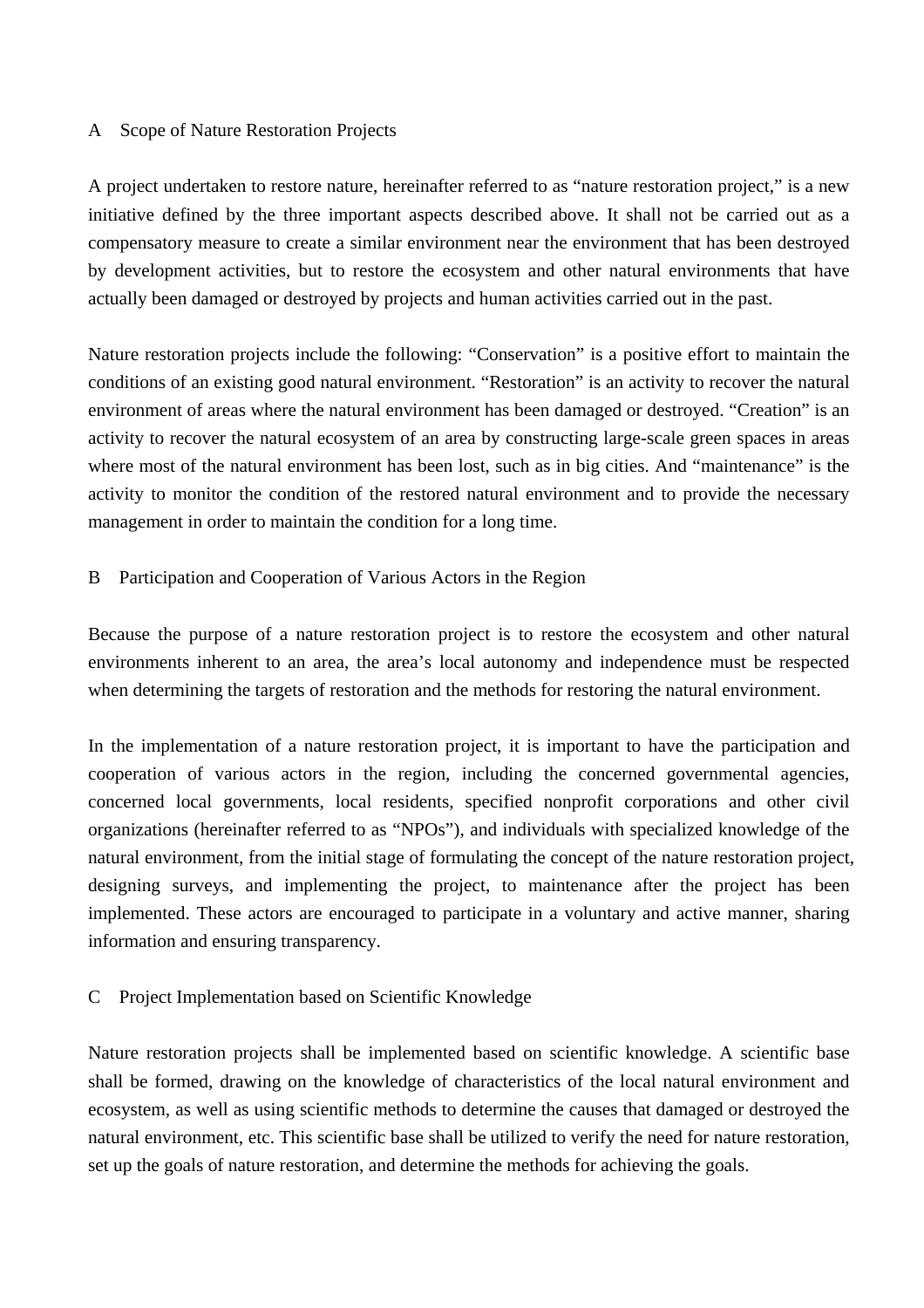## A　Scope of Nature Restoration Projects

A project undertaken to restore nature, hereinafter referred to as “nature restoration project,” is a new initiative defined by the three important aspects described above. It shall not be carried out as a compensatory measure to create a similar environment near the environment that has been destroyed by development activities, but to restore the ecosystem and other natural environments that have actually been damaged or destroyed by projects and human activities carried out in the past.

Nature restoration projects include the following: “Conservation” is a positive effort to maintain the conditions of an existing good natural environment. “Restoration” is an activity to recover the natural environment of areas where the natural environment has been damaged or destroyed. “Creation” is an activity to recover the natural ecosystem of an area by constructing large-scale green spaces in areas where most of the natural environment has been lost, such as in big cities. And “maintenance” is the activity to monitor the condition of the restored natural environment and to provide the necessary management in order to maintain the condition for a long time.

## B　Participation and Cooperation of Various Actors in the Region

Because the purpose of a nature restoration project is to restore the ecosystem and other natural environments inherent to an area, the area’s local autonomy and independence must be respected when determining the targets of restoration and the methods for restoring the natural environment.

In the implementation of a nature restoration project, it is important to have the participation and cooperation of various actors in the region, including the concerned governmental agencies, concerned local governments, local residents, specified nonprofit corporations and other civil organizations (hereinafter referred to as “NPOs”), and individuals with specialized knowledge of the natural environment, from the initial stage of formulating the concept of the nature restoration project, designing surveys, and implementing the project, to maintenance after the project has been implemented. These actors are encouraged to participate in a voluntary and active manner, sharing information and ensuring transparency.

## C　Project Implementation based on Scientific Knowledge

Nature restoration projects shall be implemented based on scientific knowledge. A scientific base shall be formed, drawing on the knowledge of characteristics of the local natural environment and ecosystem, as well as using scientific methods to determine the causes that damaged or destroyed the natural environment, etc. This scientific base shall be utilized to verify the need for nature restoration, set up the goals of nature restoration, and determine the methods for achieving the goals.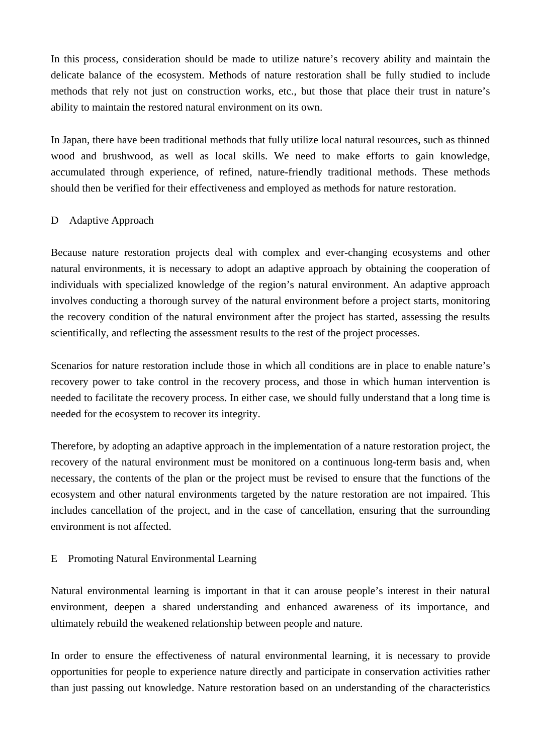In this process, consideration should be made to utilize nature's recovery ability and maintain the delicate balance of the ecosystem. Methods of nature restoration shall be fully studied to include methods that rely not just on construction works, etc., but those that place their trust in nature's ability to maintain the restored natural environment on its own.

In Japan, there have been traditional methods that fully utilize local natural resources, such as thinned wood and brushwood, as well as local skills. We need to make efforts to gain knowledge, accumulated through experience, of refined, nature-friendly traditional methods. These methods should then be verified for their effectiveness and employed as methods for nature restoration.

### D　Adaptive Approach

Because nature restoration projects deal with complex and ever-changing ecosystems and other natural environments, it is necessary to adopt an adaptive approach by obtaining the cooperation of individuals with specialized knowledge of the region's natural environment. An adaptive approach involves conducting a thorough survey of the natural environment before a project starts, monitoring the recovery condition of the natural environment after the project has started, assessing the results scientifically, and reflecting the assessment results to the rest of the project processes.

Scenarios for nature restoration include those in which all conditions are in place to enable nature's recovery power to take control in the recovery process, and those in which human intervention is needed to facilitate the recovery process. In either case, we should fully understand that a long time is needed for the ecosystem to recover its integrity.

Therefore, by adopting an adaptive approach in the implementation of a nature restoration project, the recovery of the natural environment must be monitored on a continuous long-term basis and, when necessary, the contents of the plan or the project must be revised to ensure that the functions of the ecosystem and other natural environments targeted by the nature restoration are not impaired. This includes cancellation of the project, and in the case of cancellation, ensuring that the surrounding environment is not affected.

### E　Promoting Natural Environmental Learning

Natural environmental learning is important in that it can arouse people's interest in their natural environment, deepen a shared understanding and enhanced awareness of its importance, and ultimately rebuild the weakened relationship between people and nature.

In order to ensure the effectiveness of natural environmental learning, it is necessary to provide opportunities for people to experience nature directly and participate in conservation activities rather than just passing out knowledge. Nature restoration based on an understanding of the characteristics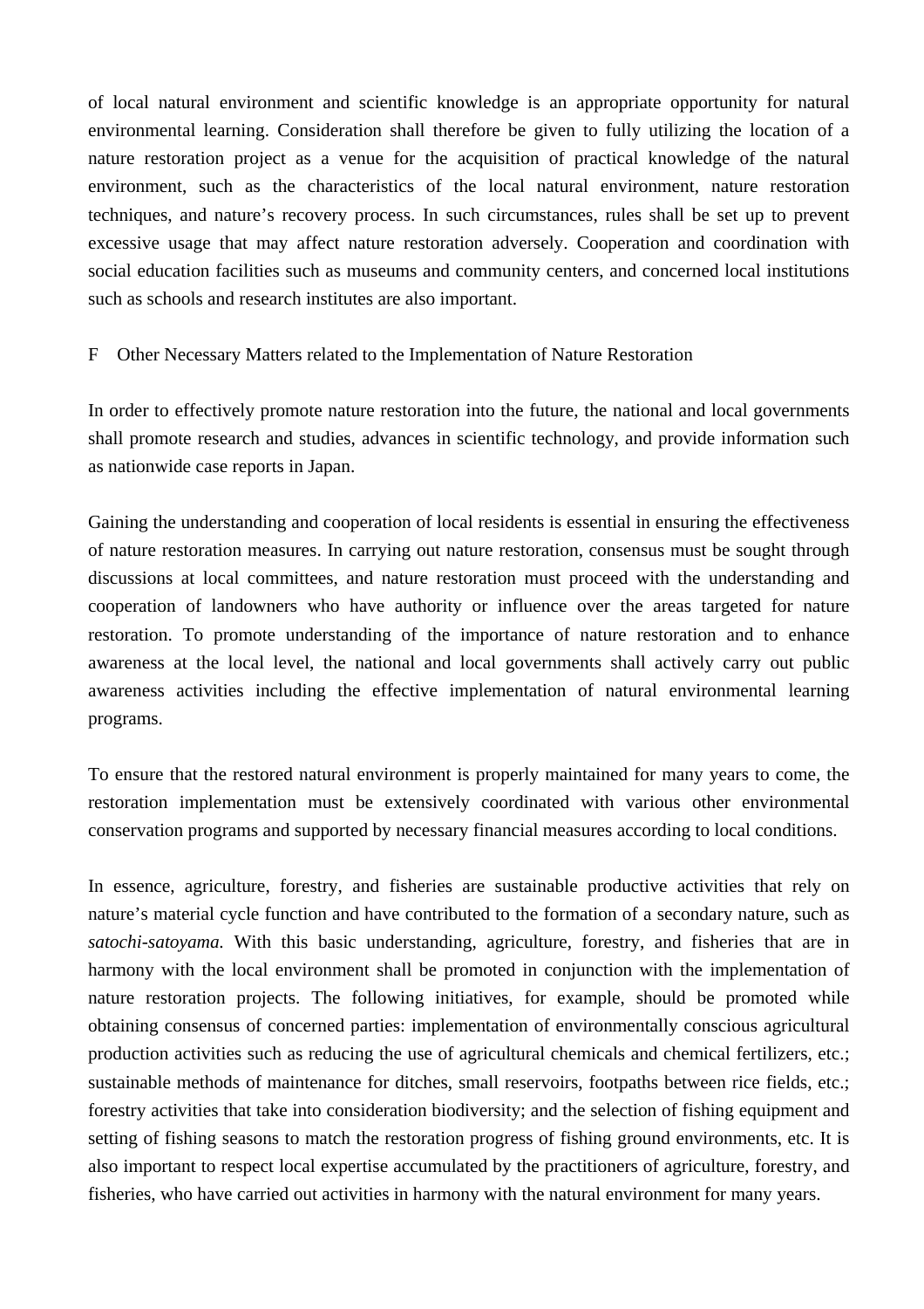of local natural environment and scientific knowledge is an appropriate opportunity for natural environmental learning. Consideration shall therefore be given to fully utilizing the location of a nature restoration project as a venue for the acquisition of practical knowledge of the natural environment, such as the characteristics of the local natural environment, nature restoration techniques, and nature's recovery process. In such circumstances, rules shall be set up to prevent excessive usage that may affect nature restoration adversely. Cooperation and coordination with social education facilities such as museums and community centers, and concerned local institutions such as schools and research institutes are also important.

## F Other Necessary Matters related to the Implementation of Nature Restoration

In order to effectively promote nature restoration into the future, the national and local governments shall promote research and studies, advances in scientific technology, and provide information such as nationwide case reports in Japan.

Gaining the understanding and cooperation of local residents is essential in ensuring the effectiveness of nature restoration measures. In carrying out nature restoration, consensus must be sought through discussions at local committees, and nature restoration must proceed with the understanding and cooperation of landowners who have authority or influence over the areas targeted for nature restoration. To promote understanding of the importance of nature restoration and to enhance awareness at the local level, the national and local governments shall actively carry out public awareness activities including the effective implementation of natural environmental learning programs.

To ensure that the restored natural environment is properly maintained for many years to come, the restoration implementation must be extensively coordinated with various other environmental conservation programs and supported by necessary financial measures according to local conditions.

In essence, agriculture, forestry, and fisheries are sustainable productive activities that rely on nature's material cycle function and have contributed to the formation of a secondary nature, such as *satochi-satoyama.* With this basic understanding, agriculture, forestry, and fisheries that are in harmony with the local environment shall be promoted in conjunction with the implementation of nature restoration projects. The following initiatives, for example, should be promoted while obtaining consensus of concerned parties: implementation of environmentally conscious agricultural production activities such as reducing the use of agricultural chemicals and chemical fertilizers, etc.; sustainable methods of maintenance for ditches, small reservoirs, footpaths between rice fields, etc.; forestry activities that take into consideration biodiversity; and the selection of fishing equipment and setting of fishing seasons to match the restoration progress of fishing ground environments, etc. It is also important to respect local expertise accumulated by the practitioners of agriculture, forestry, and fisheries, who have carried out activities in harmony with the natural environment for many years.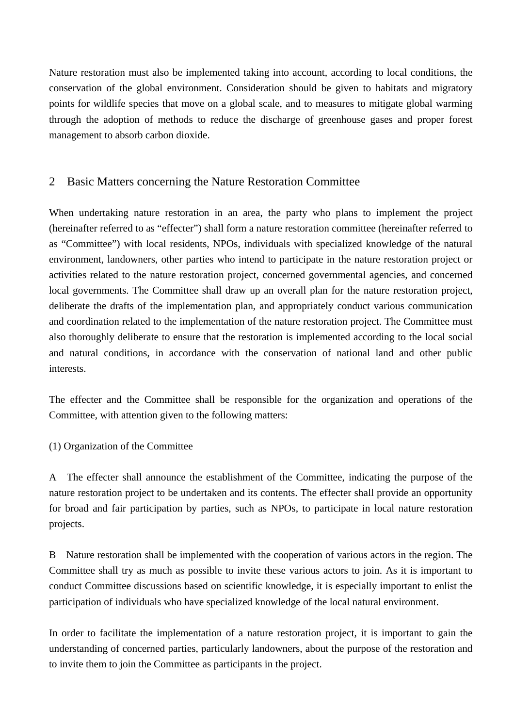Nature restoration must also be implemented taking into account, according to local conditions, the conservation of the global environment. Consideration should be given to habitats and migratory points for wildlife species that move on a global scale, and to measures to mitigate global warming through the adoption of methods to reduce the discharge of greenhouse gases and proper forest management to absorb carbon dioxide.

## 2 Basic Matters concerning the Nature Restoration Committee

When undertaking nature restoration in an area, the party who plans to implement the project (hereinafter referred to as "effecter") shall form a nature restoration committee (hereinafter referred to as "Committee") with local residents, NPOs, individuals with specialized knowledge of the natural environment, landowners, other parties who intend to participate in the nature restoration project or activities related to the nature restoration project, concerned governmental agencies, and concerned local governments. The Committee shall draw up an overall plan for the nature restoration project, deliberate the drafts of the implementation plan, and appropriately conduct various communication and coordination related to the implementation of the nature restoration project. The Committee must also thoroughly deliberate to ensure that the restoration is implemented according to the local social and natural conditions, in accordance with the conservation of national land and other public interests.

The effecter and the Committee shall be responsible for the organization and operations of the Committee, with attention given to the following matters:

(1) Organization of the Committee

A The effecter shall announce the establishment of the Committee, indicating the purpose of the nature restoration project to be undertaken and its contents. The effecter shall provide an opportunity for broad and fair participation by parties, such as NPOs, to participate in local nature restoration projects.

B Nature restoration shall be implemented with the cooperation of various actors in the region. The Committee shall try as much as possible to invite these various actors to join. As it is important to conduct Committee discussions based on scientific knowledge, it is especially important to enlist the participation of individuals who have specialized knowledge of the local natural environment.

In order to facilitate the implementation of a nature restoration project, it is important to gain the understanding of concerned parties, particularly landowners, about the purpose of the restoration and to invite them to join the Committee as participants in the project.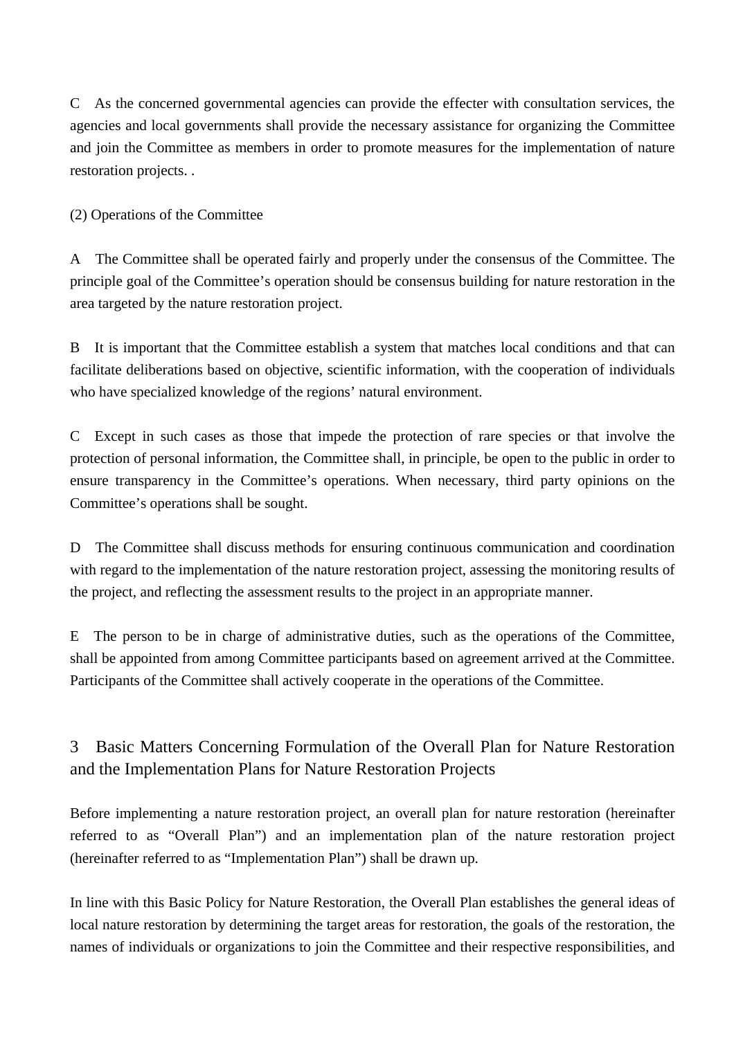C　As the concerned governmental agencies can provide the effecter with consultation services, the agencies and local governments shall provide the necessary assistance for organizing the Committee and join the Committee as members in order to promote measures for the implementation of nature restoration projects. .

(2) Operations of the Committee

A　The Committee shall be operated fairly and properly under the consensus of the Committee. The principle goal of the Committee's operation should be consensus building for nature restoration in the area targeted by the nature restoration project.

B　It is important that the Committee establish a system that matches local conditions and that can facilitate deliberations based on objective, scientific information, with the cooperation of individuals who have specialized knowledge of the regions' natural environment.

C　Except in such cases as those that impede the protection of rare species or that involve the protection of personal information, the Committee shall, in principle, be open to the public in order to ensure transparency in the Committee's operations. When necessary, third party opinions on the Committee's operations shall be sought.

D　The Committee shall discuss methods for ensuring continuous communication and coordination with regard to the implementation of the nature restoration project, assessing the monitoring results of the project, and reflecting the assessment results to the project in an appropriate manner.

E　The person to be in charge of administrative duties, such as the operations of the Committee, shall be appointed from among Committee participants based on agreement arrived at the Committee. Participants of the Committee shall actively cooperate in the operations of the Committee.

## 3　Basic Matters Concerning Formulation of the Overall Plan for Nature Restoration and the Implementation Plans for Nature Restoration Projects

Before implementing a nature restoration project, an overall plan for nature restoration (hereinafter referred to as "Overall Plan") and an implementation plan of the nature restoration project (hereinafter referred to as "Implementation Plan") shall be drawn up.

In line with this Basic Policy for Nature Restoration, the Overall Plan establishes the general ideas of local nature restoration by determining the target areas for restoration, the goals of the restoration, the names of individuals or organizations to join the Committee and their respective responsibilities, and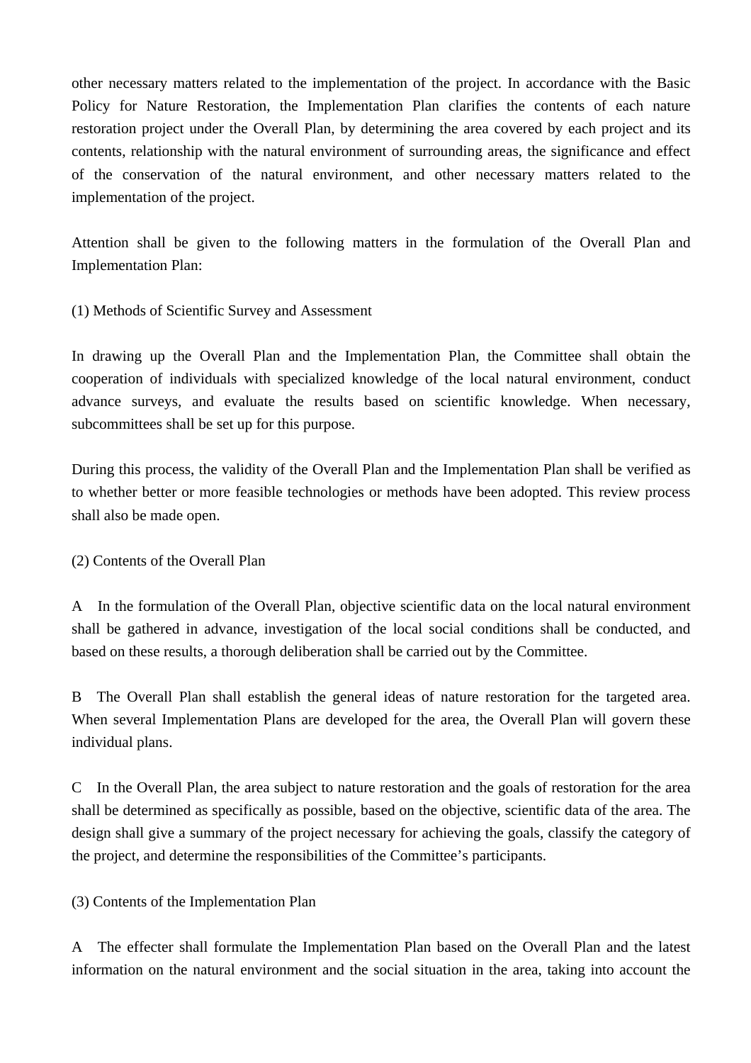other necessary matters related to the implementation of the project. In accordance with the Basic Policy for Nature Restoration, the Implementation Plan clarifies the contents of each nature restoration project under the Overall Plan, by determining the area covered by each project and its contents, relationship with the natural environment of surrounding areas, the significance and effect of the conservation of the natural environment, and other necessary matters related to the implementation of the project.

Attention shall be given to the following matters in the formulation of the Overall Plan and Implementation Plan:

(1) Methods of Scientific Survey and Assessment

In drawing up the Overall Plan and the Implementation Plan, the Committee shall obtain the cooperation of individuals with specialized knowledge of the local natural environment, conduct advance surveys, and evaluate the results based on scientific knowledge. When necessary, subcommittees shall be set up for this purpose.

During this process, the validity of the Overall Plan and the Implementation Plan shall be verified as to whether better or more feasible technologies or methods have been adopted. This review process shall also be made open.

(2) Contents of the Overall Plan

A　In the formulation of the Overall Plan, objective scientific data on the local natural environment shall be gathered in advance, investigation of the local social conditions shall be conducted, and based on these results, a thorough deliberation shall be carried out by the Committee.

B　The Overall Plan shall establish the general ideas of nature restoration for the targeted area. When several Implementation Plans are developed for the area, the Overall Plan will govern these individual plans.

C　In the Overall Plan, the area subject to nature restoration and the goals of restoration for the area shall be determined as specifically as possible, based on the objective, scientific data of the area. The design shall give a summary of the project necessary for achieving the goals, classify the category of the project, and determine the responsibilities of the Committee's participants.

(3) Contents of the Implementation Plan

A　The effecter shall formulate the Implementation Plan based on the Overall Plan and the latest information on the natural environment and the social situation in the area, taking into account the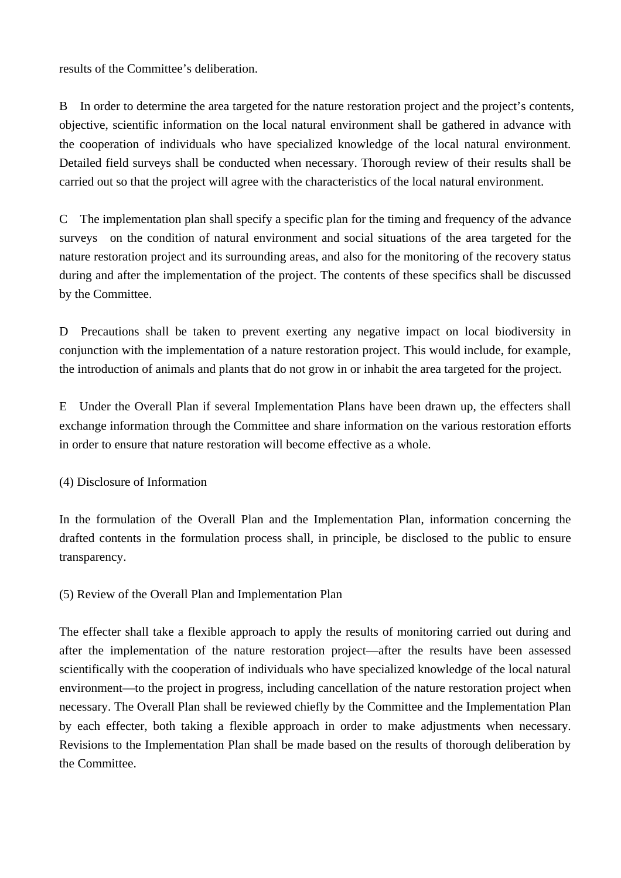results of the Committee's deliberation.

B　In order to determine the area targeted for the nature restoration project and the project's contents, objective, scientific information on the local natural environment shall be gathered in advance with the cooperation of individuals who have specialized knowledge of the local natural environment. Detailed field surveys shall be conducted when necessary. Thorough review of their results shall be carried out so that the project will agree with the characteristics of the local natural environment.

C　The implementation plan shall specify a specific plan for the timing and frequency of the advance surveys　on the condition of natural environment and social situations of the area targeted for the nature restoration project and its surrounding areas, and also for the monitoring of the recovery status during and after the implementation of the project. The contents of these specifics shall be discussed by the Committee.

D　Precautions shall be taken to prevent exerting any negative impact on local biodiversity in conjunction with the implementation of a nature restoration project. This would include, for example, the introduction of animals and plants that do not grow in or inhabit the area targeted for the project.

E　Under the Overall Plan if several Implementation Plans have been drawn up, the effecters shall exchange information through the Committee and share information on the various restoration efforts in order to ensure that nature restoration will become effective as a whole.

(4) Disclosure of Information

In the formulation of the Overall Plan and the Implementation Plan, information concerning the drafted contents in the formulation process shall, in principle, be disclosed to the public to ensure transparency.

(5) Review of the Overall Plan and Implementation Plan

The effecter shall take a flexible approach to apply the results of monitoring carried out during and after the implementation of the nature restoration project—after the results have been assessed scientifically with the cooperation of individuals who have specialized knowledge of the local natural environment—to the project in progress, including cancellation of the nature restoration project when necessary. The Overall Plan shall be reviewed chiefly by the Committee and the Implementation Plan by each effecter, both taking a flexible approach in order to make adjustments when necessary. Revisions to the Implementation Plan shall be made based on the results of thorough deliberation by the Committee.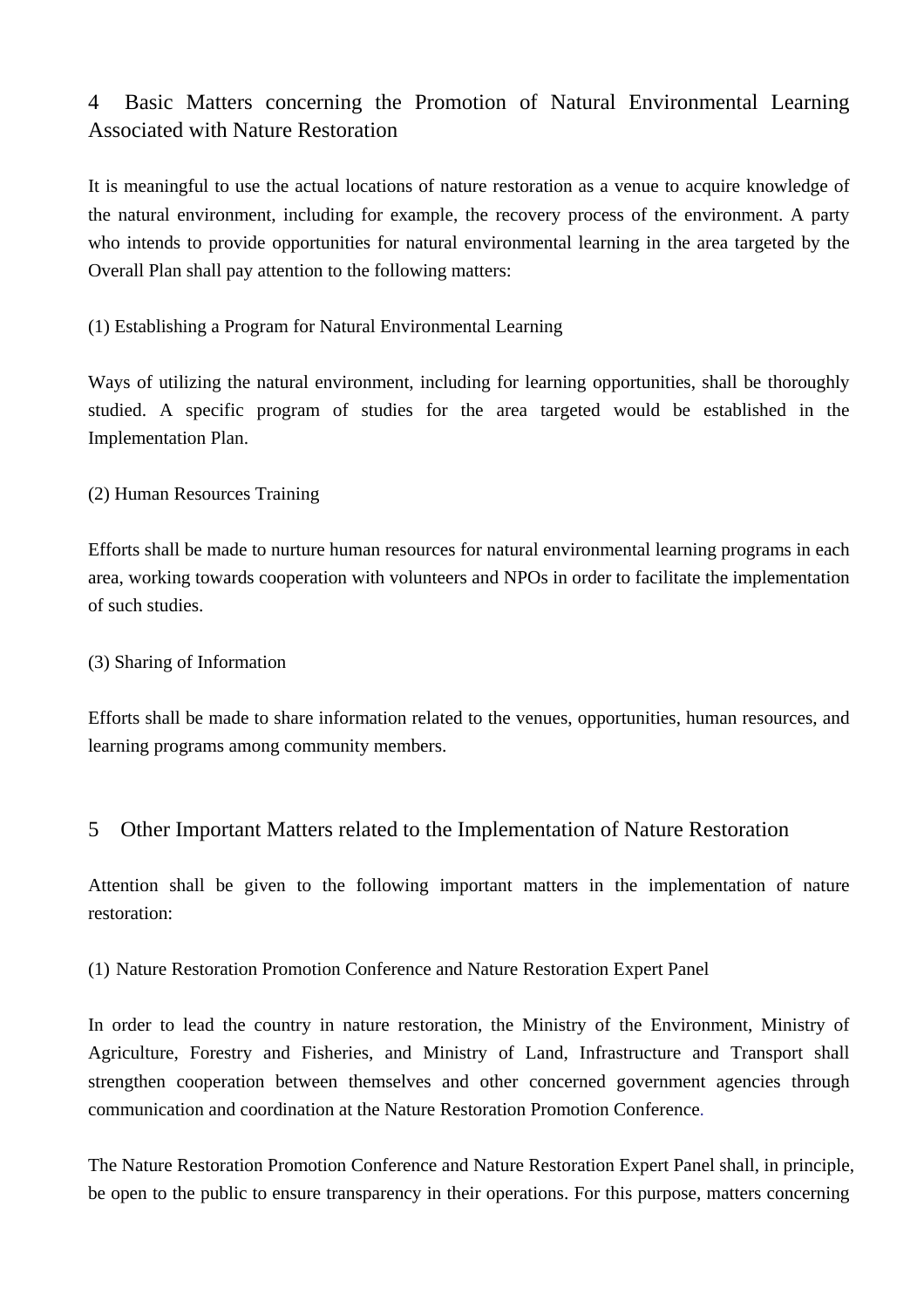## 4 Basic Matters concerning the Promotion of Natural Environmental Learning Associated with Nature Restoration

It is meaningful to use the actual locations of nature restoration as a venue to acquire knowledge of the natural environment, including for example, the recovery process of the environment. A party who intends to provide opportunities for natural environmental learning in the area targeted by the Overall Plan shall pay attention to the following matters:

(1) Establishing a Program for Natural Environmental Learning

Ways of utilizing the natural environment, including for learning opportunities, shall be thoroughly studied. A specific program of studies for the area targeted would be established in the Implementation Plan.

(2) Human Resources Training

Efforts shall be made to nurture human resources for natural environmental learning programs in each area, working towards cooperation with volunteers and NPOs in order to facilitate the implementation of such studies.

(3) Sharing of Information

Efforts shall be made to share information related to the venues, opportunities, human resources, and learning programs among community members.

## 5 Other Important Matters related to the Implementation of Nature Restoration

Attention shall be given to the following important matters in the implementation of nature restoration:

(1) Nature Restoration Promotion Conference and Nature Restoration Expert Panel

In order to lead the country in nature restoration, the Ministry of the Environment, Ministry of Agriculture, Forestry and Fisheries, and Ministry of Land, Infrastructure and Transport shall strengthen cooperation between themselves and other concerned government agencies through communication and coordination at the Nature Restoration Promotion Conference.

The Nature Restoration Promotion Conference and Nature Restoration Expert Panel shall, in principle, be open to the public to ensure transparency in their operations. For this purpose, matters concerning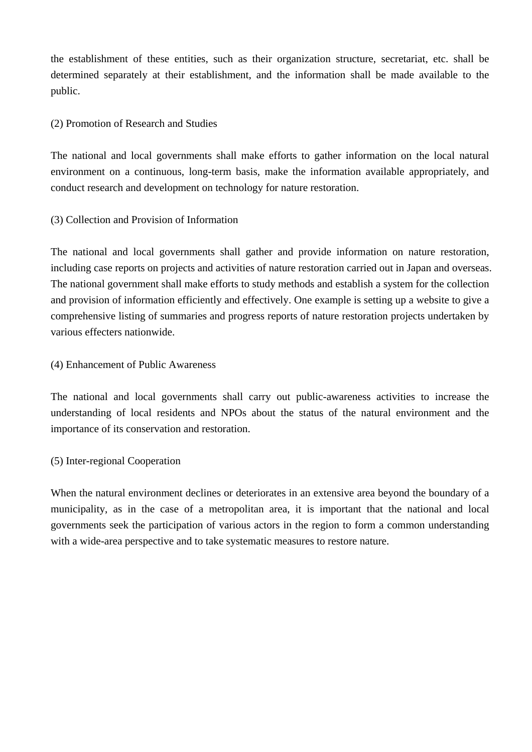the establishment of these entities, such as their organization structure, secretariat, etc. shall be determined separately at their establishment, and the information shall be made available to the public.

### (2) Promotion of Research and Studies

The national and local governments shall make efforts to gather information on the local natural environment on a continuous, long-term basis, make the information available appropriately, and conduct research and development on technology for nature restoration.

### (3) Collection and Provision of Information

The national and local governments shall gather and provide information on nature restoration, including case reports on projects and activities of nature restoration carried out in Japan and overseas. The national government shall make efforts to study methods and establish a system for the collection and provision of information efficiently and effectively. One example is setting up a website to give a comprehensive listing of summaries and progress reports of nature restoration projects undertaken by various effecters nationwide.

### (4) Enhancement of Public Awareness

The national and local governments shall carry out public-awareness activities to increase the understanding of local residents and NPOs about the status of the natural environment and the importance of its conservation and restoration.

### (5) Inter-regional Cooperation

When the natural environment declines or deteriorates in an extensive area beyond the boundary of a municipality, as in the case of a metropolitan area, it is important that the national and local governments seek the participation of various actors in the region to form a common understanding with a wide-area perspective and to take systematic measures to restore nature.